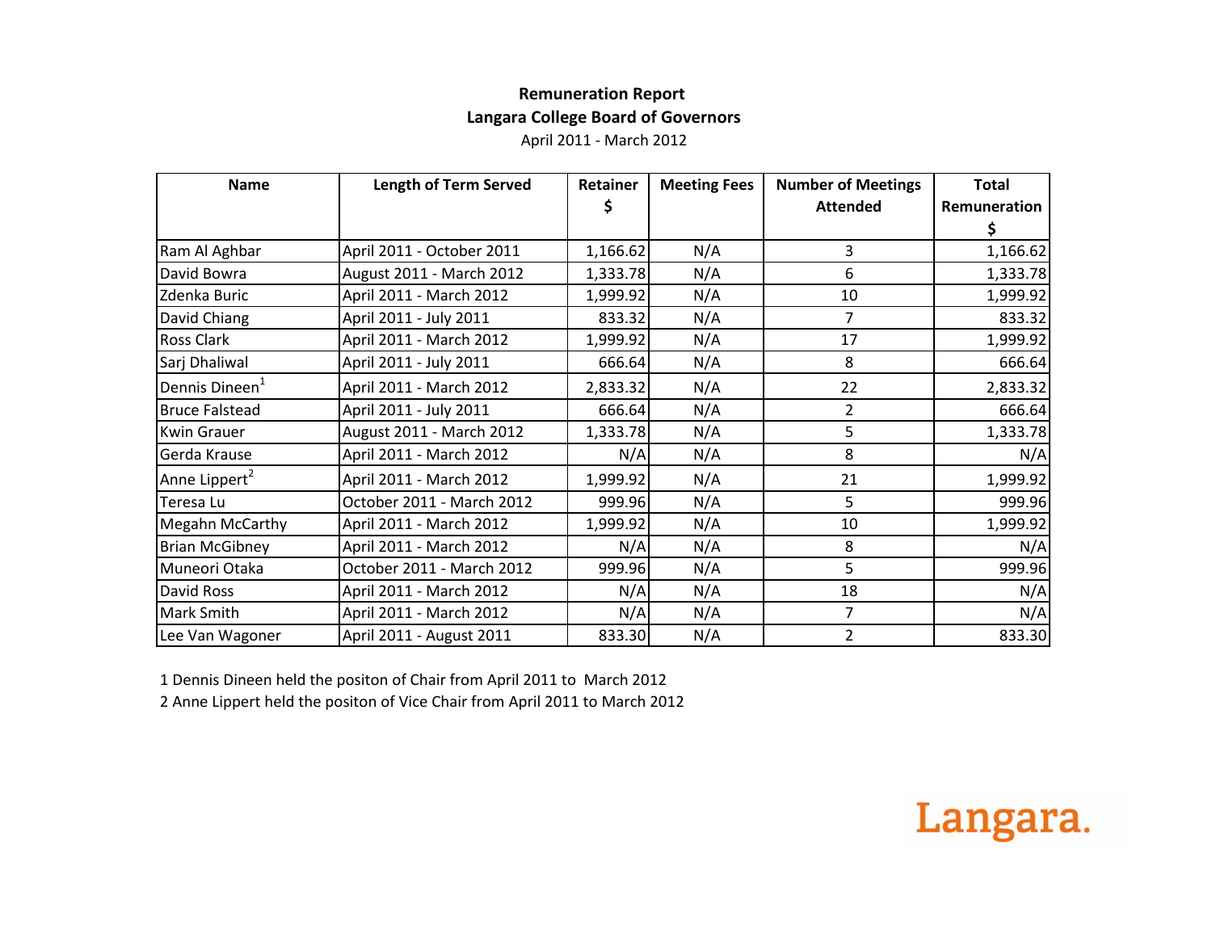**Remuneration Report**

**Langara College Board of Governors**

April 2011 - March 2012

| Name | Length of Term Served | Retainer $ | Meeting Fees | Number of Meetings Attended | Total Remuneration $ |
|---|---|---|---|---|---|
| Ram Al Aghbar | April 2011 - October 2011 | 1,166.62 | N/A | 3 | 1,166.62 |
| David Bowra | August 2011 - March 2012 | 1,333.78 | N/A | 6 | 1,333.78 |
| Zdenka Buric | April 2011 - March 2012 | 1,999.92 | N/A | 10 | 1,999.92 |
| David Chiang | April 2011 - July 2011 | 833.32 | N/A | 7 | 833.32 |
| Ross Clark | April 2011 - March 2012 | 1,999.92 | N/A | 17 | 1,999.92 |
| Sarj Dhaliwal | April 2011 - July 2011 | 666.64 | N/A | 8 | 666.64 |
| Dennis Dineen[1] | April 2011 - March 2012 | 2,833.32 | N/A | 22 | 2,833.32 |
| Bruce Falstead | April 2011 - July 2011 | 666.64 | N/A | 2 | 666.64 |
| Kwin Grauer | August 2011 - March 2012 | 1,333.78 | N/A | 5 | 1,333.78 |
| Gerda Krause | April 2011 - March 2012 | N/A | N/A | 8 | N/A |
| Anne Lippert[2] | April 2011 - March 2012 | 1,999.92 | N/A | 21 | 1,999.92 |
| Teresa Lu | October 2011 - March 2012 | 999.96 | N/A | 5 | 999.96 |
| Megahn McCarthy | April 2011 - March 2012 | 1,999.92 | N/A | 10 | 1,999.92 |
| Brian McGibney | April 2011 - March 2012 | N/A | N/A | 8 | N/A |
| Muneori Otaka | October 2011 - March 2012 | 999.96 | N/A | 5 | 999.96 |
| David Ross | April 2011 - March 2012 | N/A | N/A | 18 | N/A |
| Mark Smith | April 2011 - March 2012 | N/A | N/A | 7 | N/A |
| Lee Van Wagoner | April 2011 - August 2011 | 833.30 | N/A | 2 | 833.30 |

1 Dennis Dineen held the positon of Chair from April 2011 to March 2012

2 Anne Lippert held the positon of Vice Chair from April 2011 to March 2012

Langara.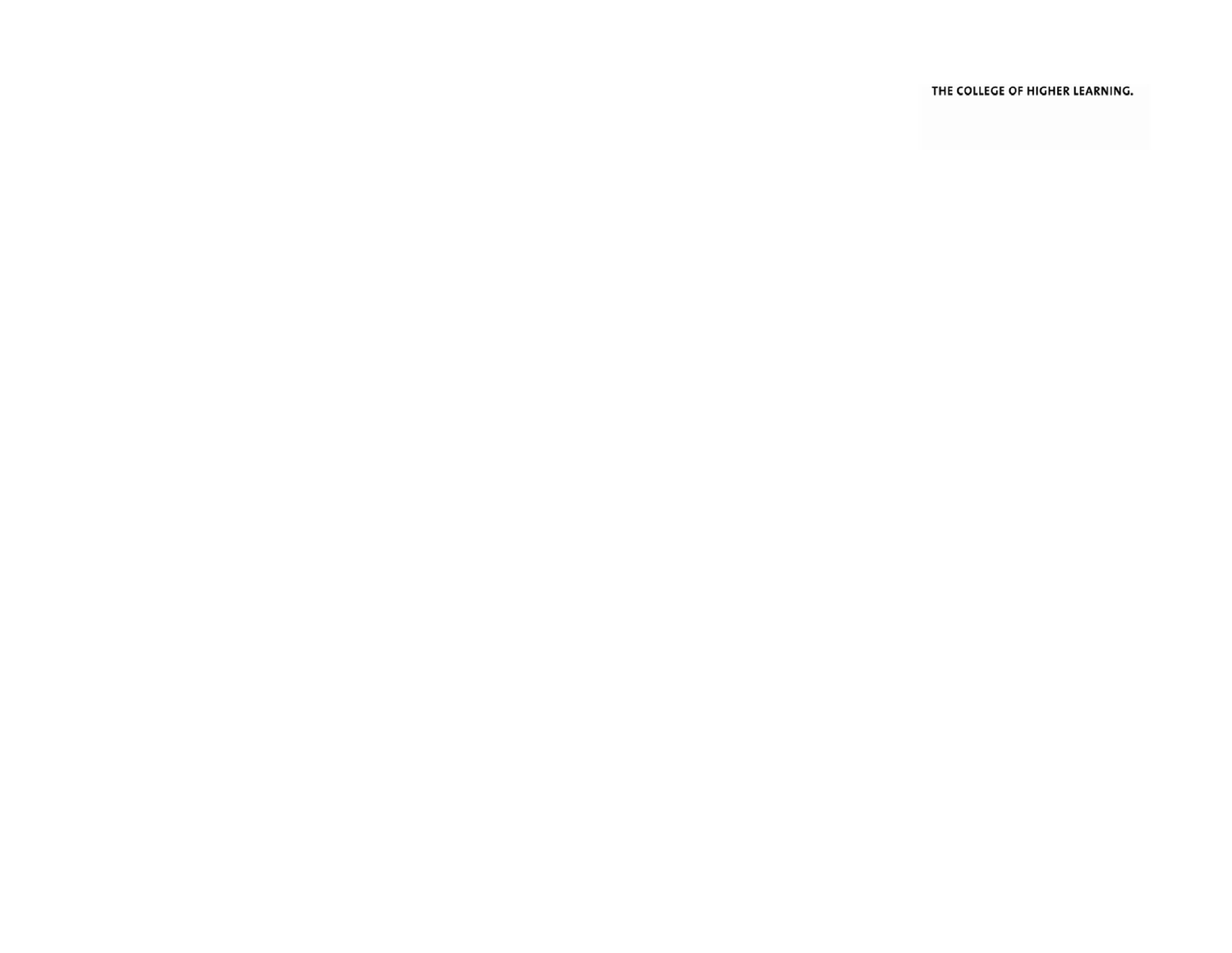THE COLLEGE OF HIGHER LEARNING.